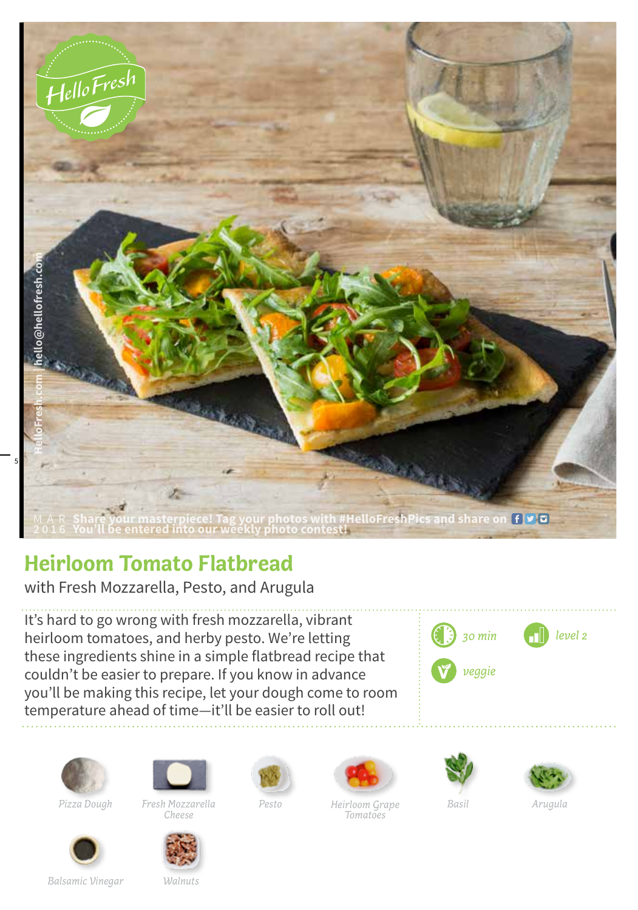Share your masterpiece! Tag your photos with #HelloFreshPics and share on
You'll be entered into our weekly photo contest!

# Heirloom Tomato Flatbread

with Fresh Mozzarella, Pesto, and Arugula

It's hard to go wrong with fresh mozzarella, vibrant heirloom tomatoes, and herby pesto. We're letting these ingredients shine in a simple flatbread recipe that couldn't be easier to prepare. If you know in advance you'll be making this recipe, let your dough come to room temperature ahead of time—it'll be easier to roll out!

*30 min* | *level 2* | *veggie*

*Pizza Dough*

*Fresh Mozzarella Cheese*

*Pesto*

*Heirloom Grape Tomatoes*

*Basil*

*Arugula*

*Balsamic Vinegar*

*Walnuts*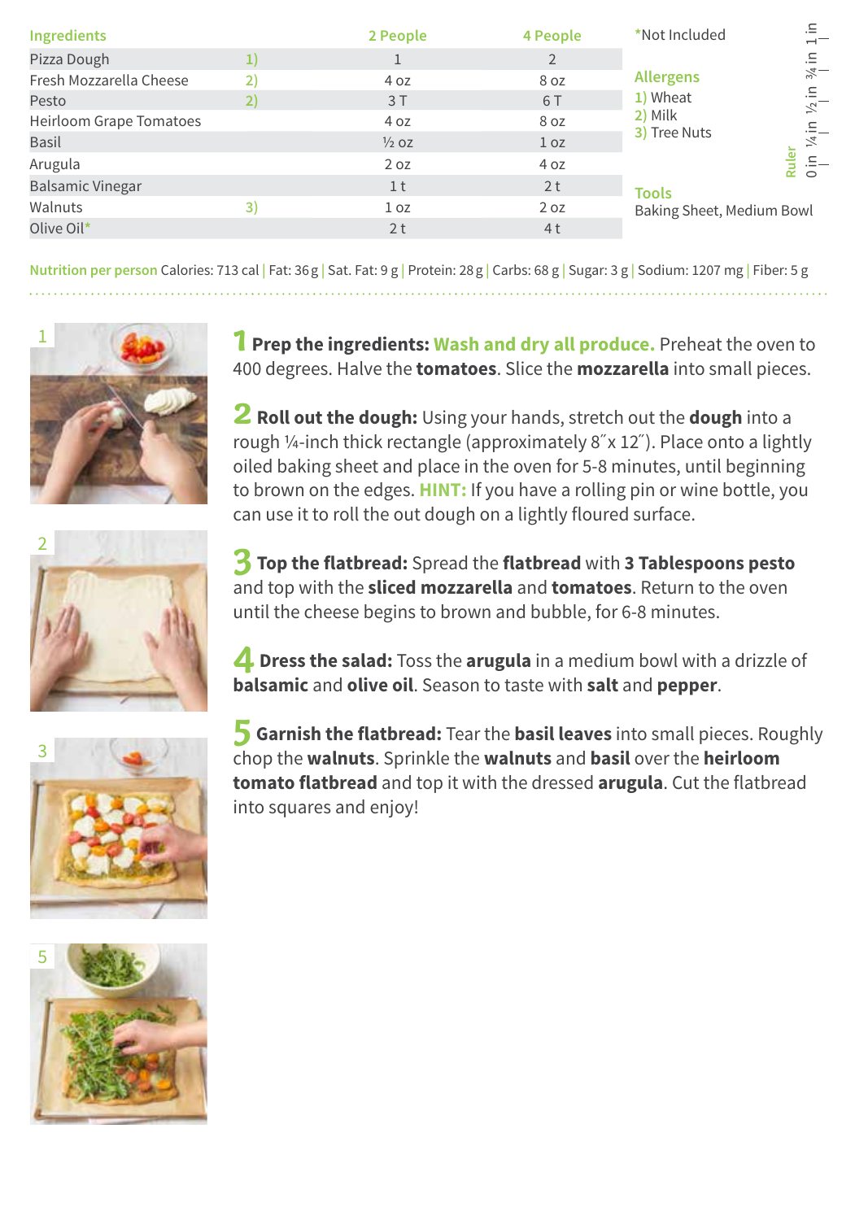| Ingredients | | 2 People | 4 People |
|---|---|---|---|
| Pizza Dough | 1) | 1 | 2 |
| Fresh Mozzarella Cheese | 2) | 4 oz | 8 oz |
| Pesto | 2) | 3 T | 6 T |
| Heirloom Grape Tomatoes | | 4 oz | 8 oz |
| Basil | | ½ oz | 1 oz |
| Arugula | | 2 oz | 4 oz |
| Balsamic Vinegar | | 1 t | 2 t |
| Walnuts | 3) | 1 oz | 2 oz |
| Olive Oil* | | 2 t | 4 t |

*Not Included

**Allergens**
1) Wheat
2) Milk
3) Tree Nuts

**Tools**
Baking Sheet, Medium Bowl

Ruler
0 in ¼ in ½ in ¾ in 1 in

**Nutrition per person** Calories: 713 cal | Fat: 36 g | Sat. Fat: 9 g | Protein: 28 g | Carbs: 68 g | Sugar: 3 g | Sodium: 1207 mg | Fiber: 5 g

1

2

3

5

**1 Prep the ingredients:** **Wash and dry all produce.** Preheat the oven to 400 degrees. Halve the **tomatoes**. Slice the **mozzarella** into small pieces.

**2 Roll out the dough:** Using your hands, stretch out the **dough** into a rough ¼-inch thick rectangle (approximately 8″x 12″). Place onto a lightly oiled baking sheet and place in the oven for 5-8 minutes, until beginning to brown on the edges. **HINT:** If you have a rolling pin or wine bottle, you can use it to roll the out dough on a lightly floured surface.

**3 Top the flatbread:** Spread the **flatbread** with **3 Tablespoons pesto** and top with the **sliced mozzarella** and **tomatoes**. Return to the oven until the cheese begins to brown and bubble, for 6-8 minutes.

**4 Dress the salad:** Toss the **arugula** in a medium bowl with a drizzle of **balsamic** and **olive oil**. Season to taste with **salt** and **pepper**.

**5 Garnish the flatbread:** Tear the **basil leaves** into small pieces. Roughly chop the **walnuts**. Sprinkle the **walnuts** and **basil** over the **heirloom tomato flatbread** and top it with the dressed **arugula**. Cut the flatbread into squares and enjoy!